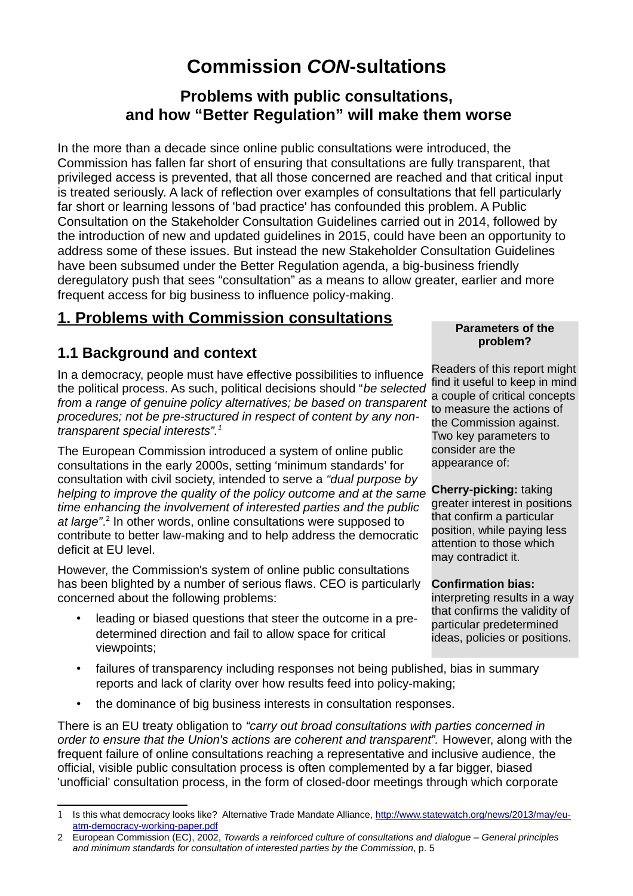# Commission *CON*-sultations

## Problems with public consultations, and how "Better Regulation" will make them worse

In the more than a decade since online public consultations were introduced, the Commission has fallen far short of ensuring that consultations are fully transparent, that privileged access is prevented, that all those concerned are reached and that critical input is treated seriously. A lack of reflection over examples of consultations that fell particularly far short or learning lessons of 'bad practice' has confounded this problem. A Public Consultation on the Stakeholder Consultation Guidelines carried out in 2014, followed by the introduction of new and updated guidelines in 2015, could have been an opportunity to address some of these issues. But instead the new Stakeholder Consultation Guidelines have been subsumed under the Better Regulation agenda, a big-business friendly deregulatory push that sees "consultation" as a means to allow greater, earlier and more frequent access for big business to influence policy-making.

## 1. Problems with Commission consultations

### 1.1 Background and context

In a democracy, people must have effective possibilities to influence the political process. As such, political decisions should "*be selected from a range of genuine policy alternatives; be based on transparent procedures; not be pre-structured in respect of content by any non-transparent special interests*".[1]

The European Commission introduced a system of online public consultations in the early 2000s, setting 'minimum standards' for consultation with civil society, intended to serve a *"dual purpose by helping to improve the quality of the policy outcome and at the same time enhancing the involvement of interested parties and the public at large"*.[2] In other words, online consultations were supposed to contribute to better law-making and to help address the democratic deficit at EU level.

However, the Commission's system of online public consultations has been blighted by a number of serious flaws. CEO is particularly concerned about the following problems:

- leading or biased questions that steer the outcome in a pre-determined direction and fail to allow space for critical viewpoints;
- failures of transparency including responses not being published, bias in summary reports and lack of clarity over how results feed into policy-making;
- the dominance of big business interests in consultation responses.

> **Parameters of the problem?**
>
> Readers of this report might find it useful to keep in mind a couple of critical concepts to measure the actions of the Commission against. Two key parameters to consider are the appearance of:
>
> **Cherry-picking:** taking greater interest in positions that confirm a particular position, while paying less attention to those which may contradict it.
>
> **Confirmation bias:** interpreting results in a way that confirms the validity of particular predetermined ideas, policies or positions.

There is an EU treaty obligation to *"carry out broad consultations with parties concerned in order to ensure that the Union's actions are coherent and transparent".* However, along with the frequent failure of online consultations reaching a representative and inclusive audience, the official, visible public consultation process is often complemented by a far bigger, biased 'unofficial' consultation process, in the form of closed-door meetings through which corporate

---

1 Is this what democracy looks like? Alternative Trade Mandate Alliance, http://www.statewatch.org/news/2013/may/eu-atm-democracy-working-paper.pdf

2 European Commission (EC), 2002, *Towards a reinforced culture of consultations and dialogue – General principles and minimum standards for consultation of interested parties by the Commission*, p. 5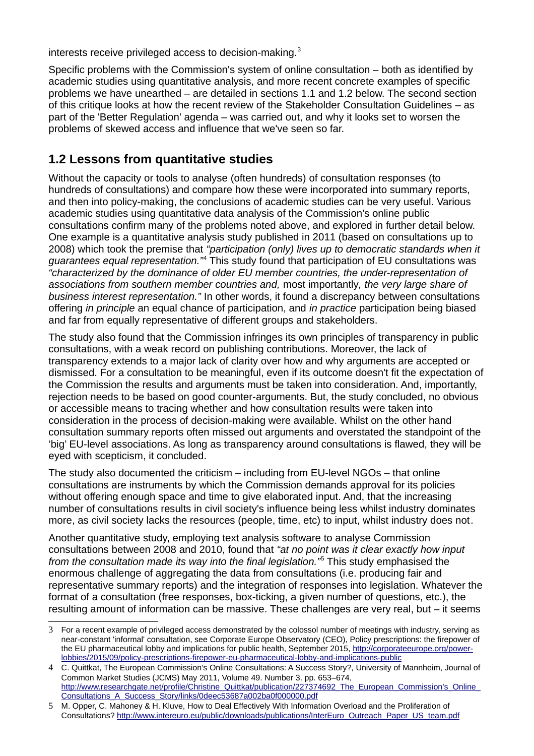interests receive privileged access to decision-making.[3]

Specific problems with the Commission's system of online consultation – both as identified by academic studies using quantitative analysis, and more recent concrete examples of specific problems we have unearthed – are detailed in sections 1.1 and 1.2 below. The second section of this critique looks at how the recent review of the Stakeholder Consultation Guidelines – as part of the 'Better Regulation' agenda – was carried out, and why it looks set to worsen the problems of skewed access and influence that we've seen so far.

## 1.2 Lessons from quantitative studies

Without the capacity or tools to analyse (often hundreds) of consultation responses (to hundreds of consultations) and compare how these were incorporated into summary reports, and then into policy-making, the conclusions of academic studies can be very useful. Various academic studies using quantitative data analysis of the Commission's online public consultations confirm many of the problems noted above, and explored in further detail below. One example is a quantitative analysis study published in 2011 (based on consultations up to 2008) which took the premise that *"participation (only) lives up to democratic standards when it guarantees equal representation."*[4] This study found that participation of EU consultations was *"characterized by the dominance of older EU member countries, the under-representation of associations from southern member countries and,* most importantly*, the very large share of business interest representation."* In other words, it found a discrepancy between consultations offering *in principle* an equal chance of participation, and *in practice* participation being biased and far from equally representative of different groups and stakeholders.

The study also found that the Commission infringes its own principles of transparency in public consultations, with a weak record on publishing contributions. Moreover, the lack of transparency extends to a major lack of clarity over how and why arguments are accepted or dismissed. For a consultation to be meaningful, even if its outcome doesn't fit the expectation of the Commission the results and arguments must be taken into consideration. And, importantly, rejection needs to be based on good counter-arguments. But, the study concluded, no obvious or accessible means to tracing whether and how consultation results were taken into consideration in the process of decision-making were available. Whilst on the other hand consultation summary reports often missed out arguments and overstated the standpoint of the 'big' EU-level associations. As long as transparency around consultations is flawed, they will be eyed with scepticism, it concluded.

The study also documented the criticism – including from EU-level NGOs – that online consultations are instruments by which the Commission demands approval for its policies without offering enough space and time to give elaborated input. And, that the increasing number of consultations results in civil society's influence being less whilst industry dominates more, as civil society lacks the resources (people, time, etc) to input, whilst industry does not.

Another quantitative study, employing text analysis software to analyse Commission consultations between 2008 and 2010, found that *"at no point was it clear exactly how input from the consultation made its way into the final legislation."*[5] This study emphasised the enormous challenge of aggregating the data from consultations (i.e. producing fair and representative summary reports) and the integration of responses into legislation. Whatever the format of a consultation (free responses, box-ticking, a given number of questions, etc.), the resulting amount of information can be massive. These challenges are very real, but – it seems

---

3 For a recent example of privileged access demonstrated by the colossol number of meetings with industry, serving as near-constant 'informal' consultation, see Corporate Europe Observatory (CEO), Policy prescriptions: the firepower of the EU pharmaceutical lobby and implications for public health, September 2015, http://corporateeurope.org/power-lobbies/2015/09/policy-prescriptions-firepower-eu-pharmaceutical-lobby-and-implications-public

4 C. Quittkat, The European Commission's Online Consultations: A Success Story?, University of Mannheim, Journal of Common Market Studies (JCMS) May 2011, Volume 49. Number 3. pp. 653–674, http://www.researchgate.net/profile/Christine_Quittkat/publication/227374692_The_European_Commission's_Online_Consultations_A_Success_Story/links/0deec53687a002ba0f000000.pdf

5 M. Opper, C. Mahoney & H. Kluve, How to Deal Effectively With Information Overload and the Proliferation of Consultations? http://www.intereuro.eu/public/downloads/publications/InterEuro_Outreach_Paper_US_team.pdf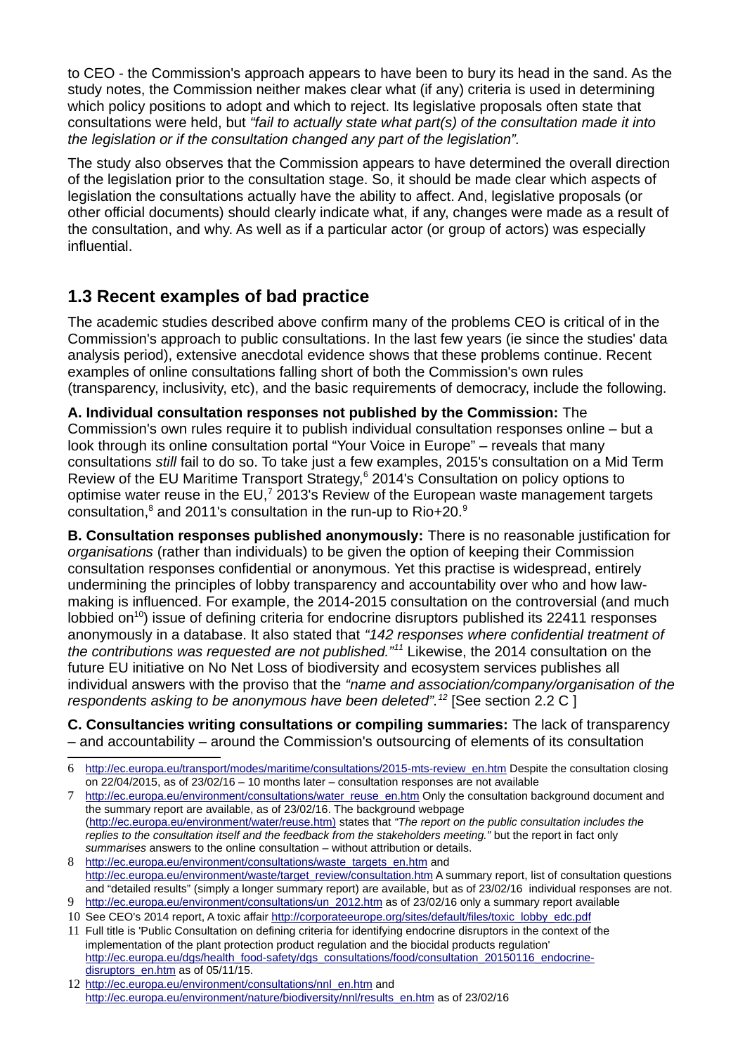to CEO - the Commission's approach appears to have been to bury its head in the sand. As the study notes, the Commission neither makes clear what (if any) criteria is used in determining which policy positions to adopt and which to reject. Its legislative proposals often state that consultations were held, but *"fail to actually state what part(s) of the consultation made it into the legislation or if the consultation changed any part of the legislation".*

The study also observes that the Commission appears to have determined the overall direction of the legislation prior to the consultation stage. So, it should be made clear which aspects of legislation the consultations actually have the ability to affect. And, legislative proposals (or other official documents) should clearly indicate what, if any, changes were made as a result of the consultation, and why. As well as if a particular actor (or group of actors) was especially influential.

## 1.3 Recent examples of bad practice

The academic studies described above confirm many of the problems CEO is critical of in the Commission's approach to public consultations. In the last few years (ie since the studies' data analysis period), extensive anecdotal evidence shows that these problems continue. Recent examples of online consultations falling short of both the Commission's own rules (transparency, inclusivity, etc), and the basic requirements of democracy, include the following.

**A. Individual consultation responses not published by the Commission:** The Commission's own rules require it to publish individual consultation responses online – but a look through its online consultation portal "Your Voice in Europe" – reveals that many consultations *still* fail to do so. To take just a few examples, 2015's consultation on a Mid Term Review of the EU Maritime Transport Strategy,[6] 2014's Consultation on policy options to optimise water reuse in the EU,[7] 2013's Review of the European waste management targets consultation,[8] and 2011's consultation in the run-up to Rio+20.[9]

**B. Consultation responses published anonymously:** There is no reasonable justification for *organisations* (rather than individuals) to be given the option of keeping their Commission consultation responses confidential or anonymous. Yet this practise is widespread, entirely undermining the principles of lobby transparency and accountability over who and how law-making is influenced. For example, the 2014-2015 consultation on the controversial (and much lobbied on[10]) issue of defining criteria for endocrine disruptors published its 22411 responses anonymously in a database. It also stated that *"142 responses where confidential treatment of the contributions was requested are not published."*[11] Likewise, the 2014 consultation on the future EU initiative on No Net Loss of biodiversity and ecosystem services publishes all individual answers with the proviso that the *"name and association/company/organisation of the respondents asking to be anonymous have been deleted".*[12] [See section 2.2 C ]

**C. Consultancies writing consultations or compiling summaries:** The lack of transparency – and accountability – around the Commission's outsourcing of elements of its consultation

---

6 http://ec.europa.eu/transport/modes/maritime/consultations/2015-mts-review_en.htm Despite the consultation closing on 22/04/2015, as of 23/02/16 – 10 months later – consultation responses are not available

7 http://ec.europa.eu/environment/consultations/water_reuse_en.htm Only the consultation background document and the summary report are available, as of 23/02/16. The background webpage (http://ec.europa.eu/environment/water/reuse.htm) states that *"The report on the public consultation includes the replies to the consultation itself and the feedback from the stakeholders meeting."* but the report in fact only *summarises* answers to the online consultation – without attribution or details.

8 http://ec.europa.eu/environment/consultations/waste_targets_en.htm and http://ec.europa.eu/environment/waste/target_review/consultation.htm A summary report, list of consultation questions and "detailed results" (simply a longer summary report) are available, but as of 23/02/16 individual responses are not.

9 http://ec.europa.eu/environment/consultations/un_2012.htm as of 23/02/16 only a summary report available

10 See CEO's 2014 report, A toxic affair http://corporateeurope.org/sites/default/files/toxic_lobby_edc.pdf

11 Full title is 'Public Consultation on defining criteria for identifying endocrine disruptors in the context of the implementation of the plant protection product regulation and the biocidal products regulation' http://ec.europa.eu/dgs/health_food-safety/dgs_consultations/food/consultation_20150116_endocrine-disruptors_en.htm as of 05/11/15.

12 http://ec.europa.eu/environment/consultations/nnl_en.htm and http://ec.europa.eu/environment/nature/biodiversity/nnl/results_en.htm as of 23/02/16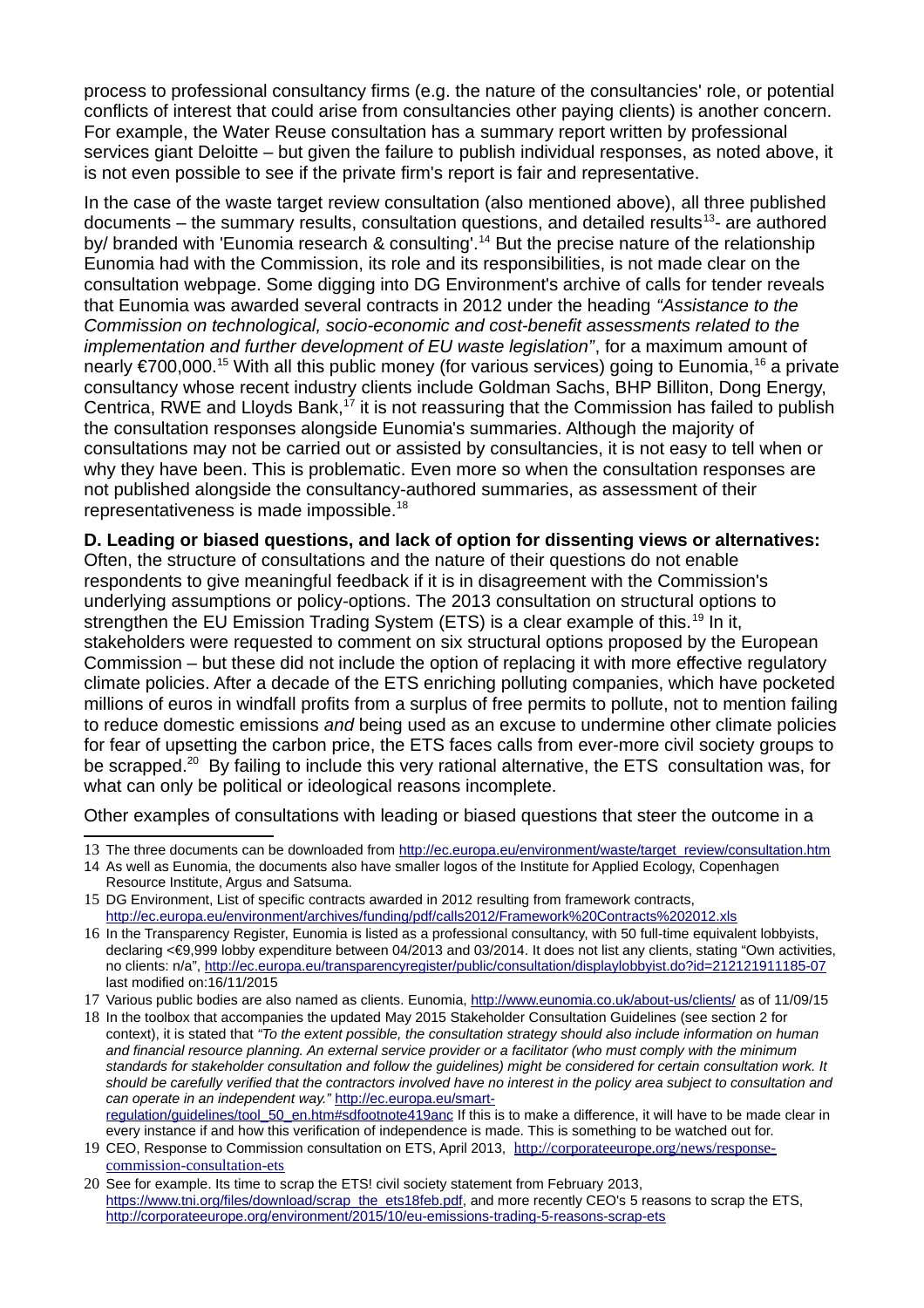process to professional consultancy firms (e.g. the nature of the consultancies' role, or potential conflicts of interest that could arise from consultancies other paying clients) is another concern. For example, the Water Reuse consultation has a summary report written by professional services giant Deloitte – but given the failure to publish individual responses, as noted above, it is not even possible to see if the private firm's report is fair and representative.

In the case of the waste target review consultation (also mentioned above), all three published documents – the summary results, consultation questions, and detailed results[13]- are authored by/ branded with 'Eunomia research & consulting'.[14] But the precise nature of the relationship Eunomia had with the Commission, its role and its responsibilities, is not made clear on the consultation webpage. Some digging into DG Environment's archive of calls for tender reveals that Eunomia was awarded several contracts in 2012 under the heading *"Assistance to the Commission on technological, socio-economic and cost-benefit assessments related to the implementation and further development of EU waste legislation"*, for a maximum amount of nearly €700,000.[15] With all this public money (for various services) going to Eunomia,[16] a private consultancy whose recent industry clients include Goldman Sachs, BHP Billiton, Dong Energy, Centrica, RWE and Lloyds Bank,[17] it is not reassuring that the Commission has failed to publish the consultation responses alongside Eunomia's summaries. Although the majority of consultations may not be carried out or assisted by consultancies, it is not easy to tell when or why they have been. This is problematic. Even more so when the consultation responses are not published alongside the consultancy-authored summaries, as assessment of their representativeness is made impossible.[18]

**D. Leading or biased questions, and lack of option for dissenting views or alternatives:** Often, the structure of consultations and the nature of their questions do not enable respondents to give meaningful feedback if it is in disagreement with the Commission's underlying assumptions or policy-options. The 2013 consultation on structural options to strengthen the EU Emission Trading System (ETS) is a clear example of this.[19] In it, stakeholders were requested to comment on six structural options proposed by the European Commission – but these did not include the option of replacing it with more effective regulatory climate policies. After a decade of the ETS enriching polluting companies, which have pocketed millions of euros in windfall profits from a surplus of free permits to pollute, not to mention failing to reduce domestic emissions *and* being used as an excuse to undermine other climate policies for fear of upsetting the carbon price, the ETS faces calls from ever-more civil society groups to be scrapped.[20] By failing to include this very rational alternative, the ETS consultation was, for what can only be political or ideological reasons incomplete.

Other examples of consultations with leading or biased questions that steer the outcome in a

---

13 The three documents can be downloaded from http://ec.europa.eu/environment/waste/target_review/consultation.htm

14 As well as Eunomia, the documents also have smaller logos of the Institute for Applied Ecology, Copenhagen Resource Institute, Argus and Satsuma.

15 DG Environment, List of specific contracts awarded in 2012 resulting from framework contracts, http://ec.europa.eu/environment/archives/funding/pdf/calls2012/Framework%20Contracts%202012.xls

16 In the Transparency Register, Eunomia is listed as a professional consultancy, with 50 full-time equivalent lobbyists, declaring <€9,999 lobby expenditure between 04/2013 and 03/2014. It does not list any clients, stating "Own activities, no clients: n/a", http://ec.europa.eu/transparencyregister/public/consultation/displaylobbyist.do?id=212121911185-07 last modified on:16/11/2015

17 Various public bodies are also named as clients. Eunomia, http://www.eunomia.co.uk/about-us/clients/ as of 11/09/15

18 In the toolbox that accompanies the updated May 2015 Stakeholder Consultation Guidelines (see section 2 for context), it is stated that *"To the extent possible, the consultation strategy should also include information on human and financial resource planning. An external service provider or a facilitator (who must comply with the minimum standards for stakeholder consultation and follow the guidelines) might be considered for certain consultation work. It should be carefully verified that the contractors involved have no interest in the policy area subject to consultation and can operate in an independent way."* http://ec.europa.eu/smart-regulation/guidelines/tool_50_en.htm#sdfootnote419anc If this is to make a difference, it will have to be made clear in every instance if and how this verification of independence is made. This is something to be watched out for.

19 CEO, Response to Commission consultation on ETS, April 2013, http://corporateeurope.org/news/response-commission-consultation-ets

20 See for example. Its time to scrap the ETS! civil society statement from February 2013, https://www.tni.org/files/download/scrap_the_ets18feb.pdf, and more recently CEO's 5 reasons to scrap the ETS, http://corporateeurope.org/environment/2015/10/eu-emissions-trading-5-reasons-scrap-ets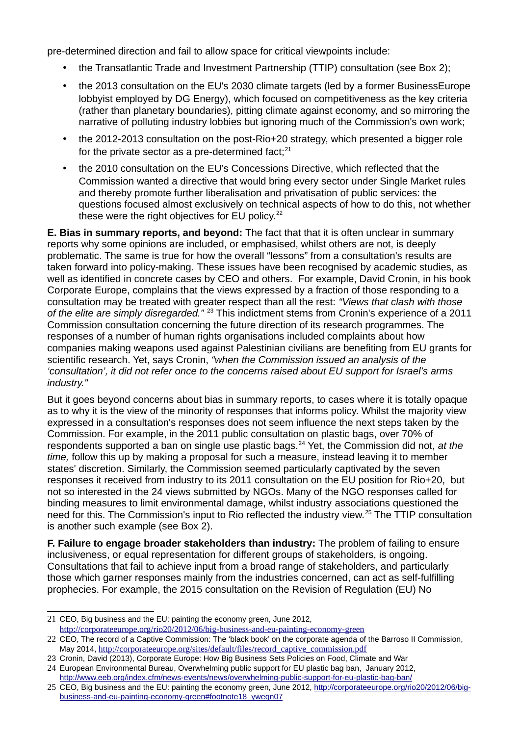pre-determined direction and fail to allow space for critical viewpoints include:

- the Transatlantic Trade and Investment Partnership (TTIP) consultation (see Box 2);
- the 2013 consultation on the EU's 2030 climate targets (led by a former BusinessEurope lobbyist employed by DG Energy), which focused on competitiveness as the key criteria (rather than planetary boundaries), pitting climate against economy, and so mirroring the narrative of polluting industry lobbies but ignoring much of the Commission's own work;
- the 2012-2013 consultation on the post-Rio+20 strategy, which presented a bigger role for the private sector as a pre-determined fact;[21]
- the 2010 consultation on the EU's Concessions Directive, which reflected that the Commission wanted a directive that would bring every sector under Single Market rules and thereby promote further liberalisation and privatisation of public services: the questions focused almost exclusively on technical aspects of how to do this, not whether these were the right objectives for EU policy.[22]

**E. Bias in summary reports, and beyond:** The fact that that it is often unclear in summary reports why some opinions are included, or emphasised, whilst others are not, is deeply problematic. The same is true for how the overall "lessons" from a consultation's results are taken forward into policy-making. These issues have been recognised by academic studies, as well as identified in concrete cases by CEO and others. For example, David Cronin, in his book Corporate Europe, complains that the views expressed by a fraction of those responding to a consultation may be treated with greater respect than all the rest: *"Views that clash with those of the elite are simply disregarded."* [23] This indictment stems from Cronin's experience of a 2011 Commission consultation concerning the future direction of its research programmes. The responses of a number of human rights organisations included complaints about how companies making weapons used against Palestinian civilians are benefiting from EU grants for scientific research. Yet, says Cronin, *"when the Commission issued an analysis of the 'consultation', it did not refer once to the concerns raised about EU support for Israel's arms industry."*

But it goes beyond concerns about bias in summary reports, to cases where it is totally opaque as to why it is the view of the minority of responses that informs policy. Whilst the majority view expressed in a consultation's responses does not seem influence the next steps taken by the Commission. For example, in the 2011 public consultation on plastic bags, over 70% of respondents supported a ban on single use plastic bags.[24] Yet, the Commission did not, *at the time,* follow this up by making a proposal for such a measure, instead leaving it to member states' discretion. Similarly, the Commission seemed particularly captivated by the seven responses it received from industry to its 2011 consultation on the EU position for Rio+20, but not so interested in the 24 views submitted by NGOs. Many of the NGO responses called for binding measures to limit environmental damage, whilst industry associations questioned the need for this. The Commission's input to Rio reflected the industry view.[25] The TTIP consultation is another such example (see Box 2).

**F. Failure to engage broader stakeholders than industry:** The problem of failing to ensure inclusiveness, or equal representation for different groups of stakeholders, is ongoing. Consultations that fail to achieve input from a broad range of stakeholders, and particularly those which garner responses mainly from the industries concerned, can act as self-fulfilling prophecies. For example, the 2015 consultation on the Revision of Regulation (EU) No

---

21 CEO, Big business and the EU: painting the economy green, June 2012, http://corporateeurope.org/rio20/2012/06/big-business-and-eu-painting-economy-green

22 CEO, The record of a Captive Commission: The 'black book' on the corporate agenda of the Barroso II Commission, May 2014, http://corporateeurope.org/sites/default/files/record_captive_commission.pdf

23 Cronin, David (2013), Corporate Europe: How Big Business Sets Policies on Food, Climate and War

24 European Environmental Bureau, Overwhelming public support for EU plastic bag ban, January 2012, http://www.eeb.org/index.cfm/news-events/news/overwhelming-public-support-for-eu-plastic-bag-ban/

25 CEO, Big business and the EU: painting the economy green, June 2012, http://corporateeurope.org/rio20/2012/06/big-business-and-eu-painting-economy-green#footnote18_ywegn07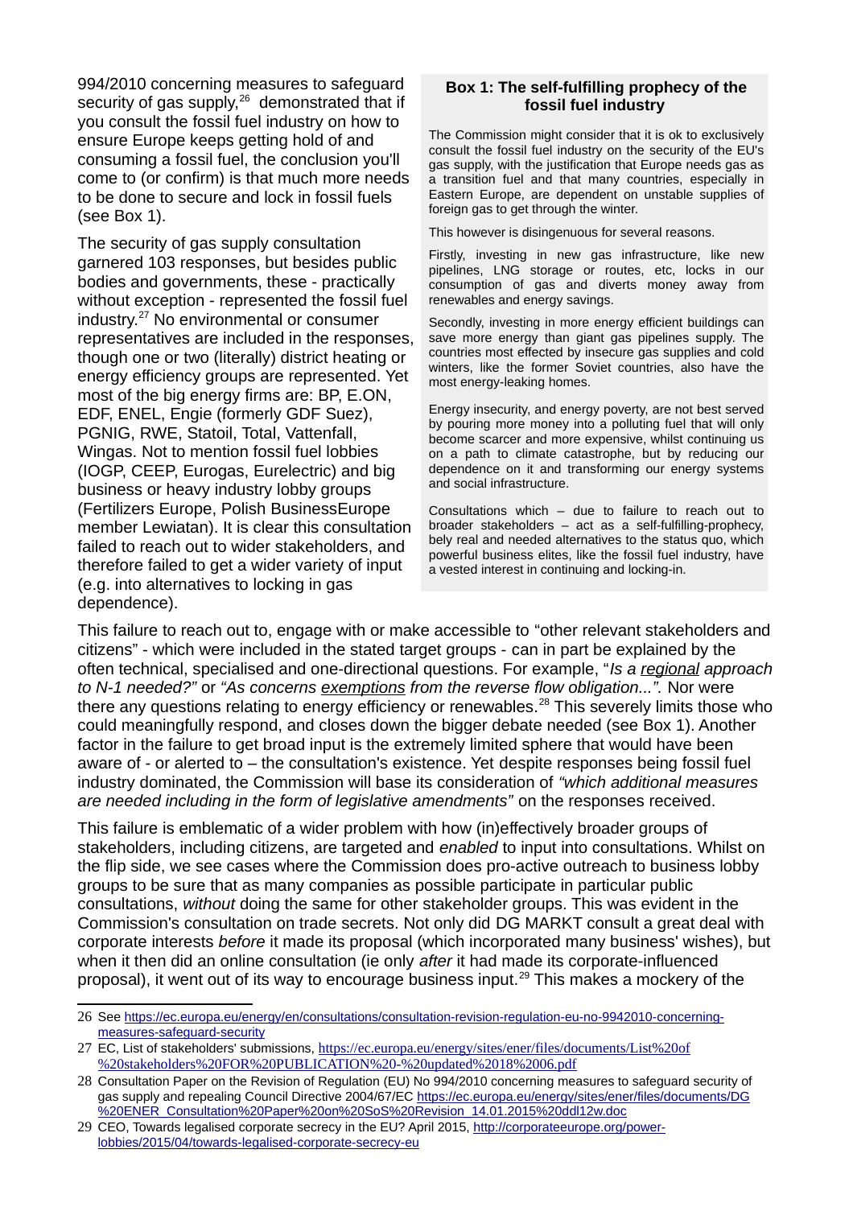994/2010 concerning measures to safeguard security of gas supply,[26] demonstrated that if you consult the fossil fuel industry on how to ensure Europe keeps getting hold of and consuming a fossil fuel, the conclusion you'll come to (or confirm) is that much more needs to be done to secure and lock in fossil fuels (see Box 1).

The security of gas supply consultation garnered 103 responses, but besides public bodies and governments, these - practically without exception - represented the fossil fuel industry.[27] No environmental or consumer representatives are included in the responses, though one or two (literally) district heating or energy efficiency groups are represented. Yet most of the big energy firms are: BP, E.ON, EDF, ENEL, Engie (formerly GDF Suez), PGNIG, RWE, Statoil, Total, Vattenfall, Wingas. Not to mention fossil fuel lobbies (IOGP, CEEP, Eurogas, Eurelectric) and big business or heavy industry lobby groups (Fertilizers Europe, Polish BusinessEurope member Lewiatan). It is clear this consultation failed to reach out to wider stakeholders, and therefore failed to get a wider variety of input (e.g. into alternatives to locking in gas dependence).

> **Box 1: The self-fulfilling prophecy of the fossil fuel industry**
>
> The Commission might consider that it is ok to exclusively consult the fossil fuel industry on the security of the EU's gas supply, with the justification that Europe needs gas as a transition fuel and that many countries, especially in Eastern Europe, are dependent on unstable supplies of foreign gas to get through the winter.
>
> This however is disingenuous for several reasons.
>
> Firstly, investing in new gas infrastructure, like new pipelines, LNG storage or routes, etc, locks in our consumption of gas and diverts money away from renewables and energy savings.
>
> Secondly, investing in more energy efficient buildings can save more energy than giant gas pipelines supply. The countries most effected by insecure gas supplies and cold winters, like the former Soviet countries, also have the most energy-leaking homes.
>
> Energy insecurity, and energy poverty, are not best served by pouring more money into a polluting fuel that will only become scarcer and more expensive, whilst continuing us on a path to climate catastrophe, but by reducing our dependence on it and transforming our energy systems and social infrastructure.
>
> Consultations which – due to failure to reach out to broader stakeholders – act as a self-fulfilling-prophecy, bely real and needed alternatives to the status quo, which powerful business elites, like the fossil fuel industry, have a vested interest in continuing and locking-in.

This failure to reach out to, engage with or make accessible to “other relevant stakeholders and citizens” - which were included in the stated target groups - can in part be explained by the often technical, specialised and one-directional questions. For example, “*Is a regional approach to N-1 needed?”* or *“As concerns exemptions from the reverse flow obligation...”.* Nor were there any questions relating to energy efficiency or renewables.[28] This severely limits those who could meaningfully respond, and closes down the bigger debate needed (see Box 1). Another factor in the failure to get broad input is the extremely limited sphere that would have been aware of - or alerted to – the consultation's existence. Yet despite responses being fossil fuel industry dominated, the Commission will base its consideration of *“which additional measures are needed including in the form of legislative amendments”* on the responses received.

This failure is emblematic of a wider problem with how (in)effectively broader groups of stakeholders, including citizens, are targeted and *enabled* to input into consultations. Whilst on the flip side, we see cases where the Commission does pro-active outreach to business lobby groups to be sure that as many companies as possible participate in particular public consultations, *without* doing the same for other stakeholder groups. This was evident in the Commission's consultation on trade secrets. Not only did DG MARKT consult a great deal with corporate interests *before* it made its proposal (which incorporated many business' wishes), but when it then did an online consultation (ie only *after* it had made its corporate-influenced proposal), it went out of its way to encourage business input.[29] This makes a mockery of the

---

26 See https://ec.europa.eu/energy/en/consultations/consultation-revision-regulation-eu-no-9942010-concerning-measures-safeguard-security

27 EC, List of stakeholders' submissions, https://ec.europa.eu/energy/sites/ener/files/documents/List%20of%20stakeholders%20FOR%20PUBLICATION%20-%20updated%2018%2006.pdf

28 Consultation Paper on the Revision of Regulation (EU) No 994/2010 concerning measures to safeguard security of gas supply and repealing Council Directive 2004/67/EC https://ec.europa.eu/energy/sites/ener/files/documents/DG%20ENER_Consultation%20Paper%20on%20SoS%20Revision_14.01.2015%20ddl12w.doc

29 CEO, Towards legalised corporate secrecy in the EU? April 2015, http://corporateeurope.org/power-lobbies/2015/04/towards-legalised-corporate-secrecy-eu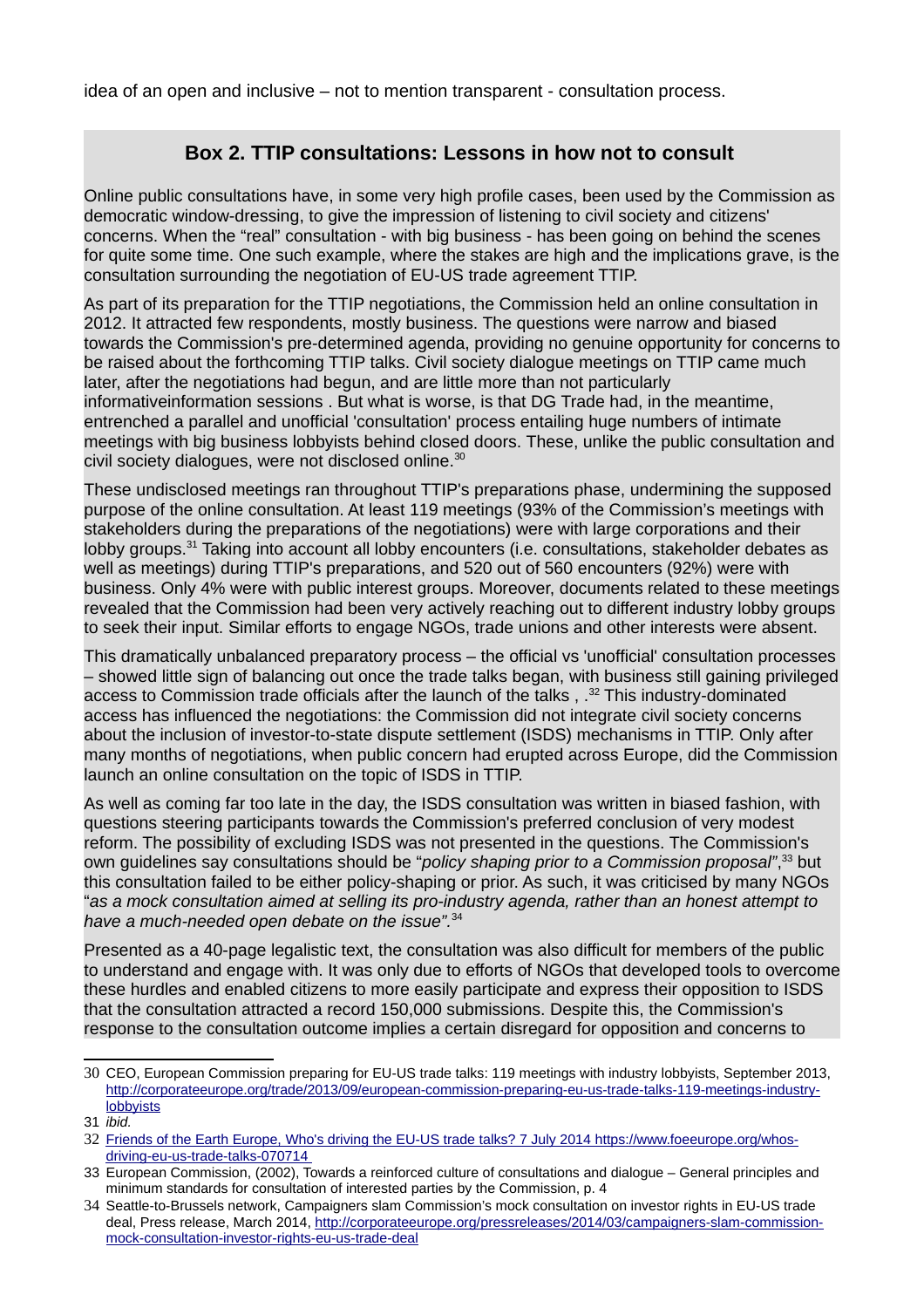idea of an open and inclusive – not to mention transparent - consultation process.

### Box 2. TTIP consultations: Lessons in how not to consult

Online public consultations have, in some very high profile cases, been used by the Commission as democratic window-dressing, to give the impression of listening to civil society and citizens' concerns. When the "real" consultation - with big business - has been going on behind the scenes for quite some time. One such example, where the stakes are high and the implications grave, is the consultation surrounding the negotiation of EU-US trade agreement TTIP.

As part of its preparation for the TTIP negotiations, the Commission held an online consultation in 2012. It attracted few respondents, mostly business. The questions were narrow and biased towards the Commission's pre-determined agenda, providing no genuine opportunity for concerns to be raised about the forthcoming TTIP talks. Civil society dialogue meetings on TTIP came much later, after the negotiations had begun, and are little more than not particularly informativeinformation sessions . But what is worse, is that DG Trade had, in the meantime, entrenched a parallel and unofficial 'consultation' process entailing huge numbers of intimate meetings with big business lobbyists behind closed doors. These, unlike the public consultation and civil society dialogues, were not disclosed online.[30]

These undisclosed meetings ran throughout TTIP's preparations phase, undermining the supposed purpose of the online consultation. At least 119 meetings (93% of the Commission's meetings with stakeholders during the preparations of the negotiations) were with large corporations and their lobby groups.[31] Taking into account all lobby encounters (i.e. consultations, stakeholder debates as well as meetings) during TTIP's preparations, and 520 out of 560 encounters (92%) were with business. Only 4% were with public interest groups. Moreover, documents related to these meetings revealed that the Commission had been very actively reaching out to different industry lobby groups to seek their input. Similar efforts to engage NGOs, trade unions and other interests were absent.

This dramatically unbalanced preparatory process – the official vs 'unofficial' consultation processes – showed little sign of balancing out once the trade talks began, with business still gaining privileged access to Commission trade officials after the launch of the talks , .[32] This industry-dominated access has influenced the negotiations: the Commission did not integrate civil society concerns about the inclusion of investor-to-state dispute settlement (ISDS) mechanisms in TTIP. Only after many months of negotiations, when public concern had erupted across Europe, did the Commission launch an online consultation on the topic of ISDS in TTIP.

As well as coming far too late in the day, the ISDS consultation was written in biased fashion, with questions steering participants towards the Commission's preferred conclusion of very modest reform. The possibility of excluding ISDS was not presented in the questions. The Commission's own guidelines say consultations should be "*policy shaping prior to a Commission proposal*",[33] but this consultation failed to be either policy-shaping or prior. As such, it was criticised by many NGOs "*as a mock consultation aimed at selling its pro-industry agenda, rather than an honest attempt to have a much-needed open debate on the issue*".[34]

Presented as a 40-page legalistic text, the consultation was also difficult for members of the public to understand and engage with. It was only due to efforts of NGOs that developed tools to overcome these hurdles and enabled citizens to more easily participate and express their opposition to ISDS that the consultation attracted a record 150,000 submissions. Despite this, the Commission's response to the consultation outcome implies a certain disregard for opposition and concerns to

---

30 CEO, European Commission preparing for EU-US trade talks: 119 meetings with industry lobbyists, September 2013, http://corporateeurope.org/trade/2013/09/european-commission-preparing-eu-us-trade-talks-119-meetings-industry-lobbyists

31 *ibid.*

32 Friends of the Earth Europe, Who's driving the EU-US trade talks? 7 July 2014 https://www.foeeurope.org/whos-driving-eu-us-trade-talks-070714

33 European Commission, (2002), Towards a reinforced culture of consultations and dialogue – General principles and minimum standards for consultation of interested parties by the Commission, p. 4

34 Seattle-to-Brussels network, Campaigners slam Commission's mock consultation on investor rights in EU-US trade deal, Press release, March 2014, http://corporateeurope.org/pressreleases/2014/03/campaigners-slam-commission-mock-consultation-investor-rights-eu-us-trade-deal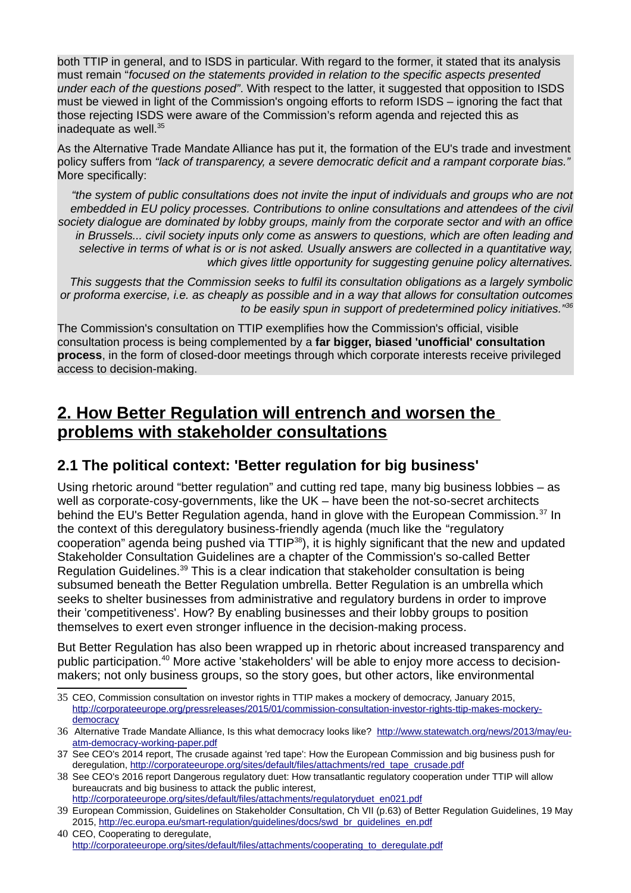both TTIP in general, and to ISDS in particular. With regard to the former, it stated that its analysis must remain "*focused on the statements provided in relation to the specific aspects presented under each of the questions posed".* With respect to the latter, it suggested that opposition to ISDS must be viewed in light of the Commission's ongoing efforts to reform ISDS – ignoring the fact that those rejecting ISDS were aware of the Commission's reform agenda and rejected this as inadequate as well.[35]

As the Alternative Trade Mandate Alliance has put it, the formation of the EU's trade and investment policy suffers from *"lack of transparency, a severe democratic deficit and a rampant corporate bias."* More specifically:

> *"the system of public consultations does not invite the input of individuals and groups who are not embedded in EU policy processes. Contributions to online consultations and attendees of the civil society dialogue are dominated by lobby groups, mainly from the corporate sector and with an office in Brussels... civil society inputs only come as answers to questions, which are often leading and selective in terms of what is or is not asked. Usually answers are collected in a quantitative way, which gives little opportunity for suggesting genuine policy alternatives.*
>
> *This suggests that the Commission seeks to fulfil its consultation obligations as a largely symbolic or proforma exercise, i.e. as cheaply as possible and in a way that allows for consultation outcomes to be easily spun in support of predetermined policy initiatives."*[36]

The Commission's consultation on TTIP exemplifies how the Commission's official, visible consultation process is being complemented by a **far bigger, biased 'unofficial' consultation process**, in the form of closed-door meetings through which corporate interests receive privileged access to decision-making.

## 2. How Better Regulation will entrench and worsen the problems with stakeholder consultations

### 2.1 The political context: 'Better regulation for big business'

Using rhetoric around "better regulation" and cutting red tape, many big business lobbies – as well as corporate-cosy-governments, like the UK – have been the not-so-secret architects behind the EU's Better Regulation agenda, hand in glove with the European Commission.[37] In the context of this deregulatory business-friendly agenda (much like the "regulatory cooperation" agenda being pushed via TTIP[38]), it is highly significant that the new and updated Stakeholder Consultation Guidelines are a chapter of the Commission's so-called Better Regulation Guidelines.[39] This is a clear indication that stakeholder consultation is being subsumed beneath the Better Regulation umbrella. Better Regulation is an umbrella which seeks to shelter businesses from administrative and regulatory burdens in order to improve their 'competitiveness'. How? By enabling businesses and their lobby groups to position themselves to exert even stronger influence in the decision-making process.

But Better Regulation has also been wrapped up in rhetoric about increased transparency and public participation.[40] More active 'stakeholders' will be able to enjoy more access to decision-makers; not only business groups, so the story goes, but other actors, like environmental

---

35 CEO, Commission consultation on investor rights in TTIP makes a mockery of democracy, January 2015, http://corporateeurope.org/pressreleases/2015/01/commission-consultation-investor-rights-ttip-makes-mockery-democracy

36 Alternative Trade Mandate Alliance, Is this what democracy looks like? http://www.statewatch.org/news/2013/may/eu-atm-democracy-working-paper.pdf

37 See CEO's 2014 report, The crusade against 'red tape': How the European Commission and big business push for deregulation, http://corporateeurope.org/sites/default/files/attachments/red_tape_crusade.pdf

38 See CEO's 2016 report Dangerous regulatory duet: How transatlantic regulatory cooperation under TTIP will allow bureaucrats and big business to attack the public interest, http://corporateeurope.org/sites/default/files/attachments/regulatoryduet_en021.pdf

39 European Commission, Guidelines on Stakeholder Consultation, Ch VII (p.63) of Better Regulation Guidelines, 19 May 2015, http://ec.europa.eu/smart-regulation/guidelines/docs/swd_br_guidelines_en.pdf

40 CEO, Cooperating to deregulate, http://corporateeurope.org/sites/default/files/attachments/cooperating_to_deregulate.pdf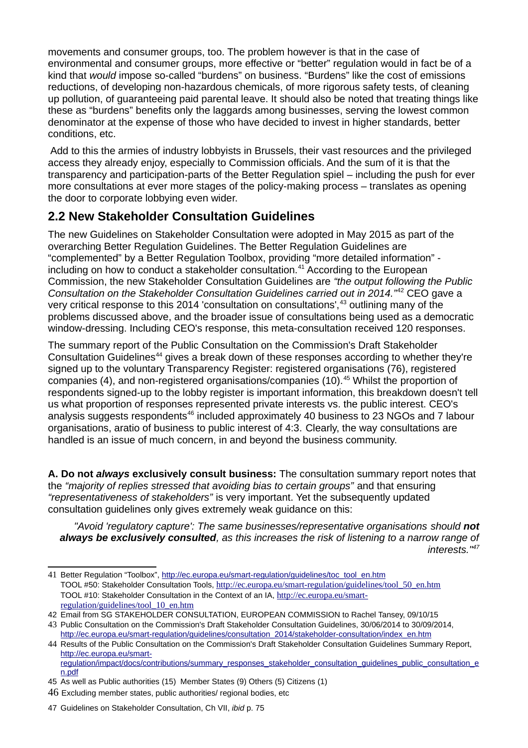movements and consumer groups, too. The problem however is that in the case of environmental and consumer groups, more effective or "better" regulation would in fact be of a kind that *would* impose so-called "burdens" on business. "Burdens" like the cost of emissions reductions, of developing non-hazardous chemicals, of more rigorous safety tests, of cleaning up pollution, of guaranteeing paid parental leave. It should also be noted that treating things like these as "burdens" benefits only the laggards among businesses, serving the lowest common denominator at the expense of those who have decided to invest in higher standards, better conditions, etc.

Add to this the armies of industry lobbyists in Brussels, their vast resources and the privileged access they already enjoy, especially to Commission officials. And the sum of it is that the transparency and participation-parts of the Better Regulation spiel – including the push for ever more consultations at ever more stages of the policy-making process – translates as opening the door to corporate lobbying even wider.

## 2.2 New Stakeholder Consultation Guidelines

The new Guidelines on Stakeholder Consultation were adopted in May 2015 as part of the overarching Better Regulation Guidelines. The Better Regulation Guidelines are "complemented" by a Better Regulation Toolbox, providing "more detailed information" - including on how to conduct a stakeholder consultation.[41] According to the European Commission, the new Stakeholder Consultation Guidelines are *"the output following the Public Consultation on the Stakeholder Consultation Guidelines carried out in 2014."*[42] CEO gave a very critical response to this 2014 'consultation on consultations',[43] outlining many of the problems discussed above, and the broader issue of consultations being used as a democratic window-dressing. Including CEO's response, this meta-consultation received 120 responses.

The summary report of the Public Consultation on the Commission's Draft Stakeholder Consultation Guidelines[44] gives a break down of these responses according to whether they're signed up to the voluntary Transparency Register: registered organisations (76), registered companies (4), and non-registered organisations/companies (10).[45] Whilst the proportion of respondents signed-up to the lobby register is important information, this breakdown doesn't tell us what proportion of responses represented private interests vs. the public interest. CEO's analysis suggests respondents[46] included approximately 40 business to 23 NGOs and 7 labour organisations, aratio of business to public interest of 4:3. Clearly, the way consultations are handled is an issue of much concern, in and beyond the business community.

**A. Do not *always* exclusively consult business:** The consultation summary report notes that the *"majority of replies stressed that avoiding bias to certain groups"* and that ensuring *"representativeness of stakeholders"* is very important. Yet the subsequently updated consultation guidelines only gives extremely weak guidance on this:

> *"Avoid 'regulatory capture': The same businesses/representative organisations should **not always be exclusively consulted**, as this increases the risk of listening to a narrow range of interests."*[47]

---

41 Better Regulation "Toolbox", http://ec.europa.eu/smart-regulation/guidelines/toc_tool_en.htm
TOOL #50: Stakeholder Consultation Tools, http://ec.europa.eu/smart-regulation/guidelines/tool_50_en.htm
TOOL #10: Stakeholder Consultation in the Context of an IA, http://ec.europa.eu/smart-regulation/guidelines/tool_10_en.htm

42 Email from SG STAKEHOLDER CONSULTATION, EUROPEAN COMMISSION to Rachel Tansey, 09/10/15

43 Public Consultation on the Commission's Draft Stakeholder Consultation Guidelines, 30/06/2014 to 30/09/2014, http://ec.europa.eu/smart-regulation/guidelines/consultation_2014/stakeholder-consultation/index_en.htm

44 Results of the Public Consultation on the Commission's Draft Stakeholder Consultation Guidelines Summary Report, http://ec.europa.eu/smart-regulation/impact/docs/contributions/summary_responses_stakeholder_consultation_guidelines_public_consultation_en.pdf

45 As well as Public authorities (15) Member States (9) Others (5) Citizens (1)

46 Excluding member states, public authorities/ regional bodies, etc

47 Guidelines on Stakeholder Consultation, Ch VII, *ibid* p. 75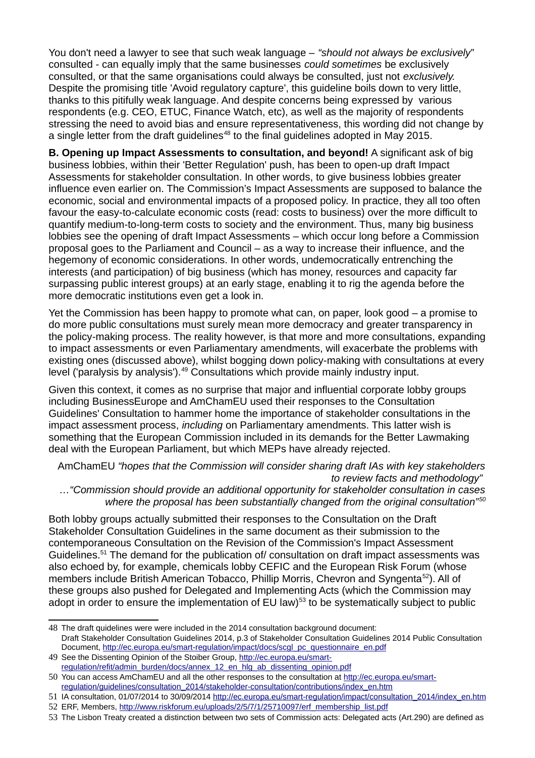You don't need a lawyer to see that such weak language – *"should not always be exclusively"* consulted - can equally imply that the same businesses *could sometimes* be exclusively consulted, or that the same organisations could always be consulted, just not *exclusively.* Despite the promising title 'Avoid regulatory capture', this guideline boils down to very little, thanks to this pitifully weak language. And despite concerns being expressed by various respondents (e.g. CEO, ETUC, Finance Watch, etc), as well as the majority of respondents stressing the need to avoid bias and ensure representativeness, this wording did not change by a single letter from the draft guidelines[48] to the final guidelines adopted in May 2015.

**B. Opening up Impact Assessments to consultation, and beyond!** A significant ask of big business lobbies, within their 'Better Regulation' push, has been to open-up draft Impact Assessments for stakeholder consultation. In other words, to give business lobbies greater influence even earlier on. The Commission's Impact Assessments are supposed to balance the economic, social and environmental impacts of a proposed policy. In practice, they all too often favour the easy-to-calculate economic costs (read: costs to business) over the more difficult to quantify medium-to-long-term costs to society and the environment. Thus, many big business lobbies see the opening of draft Impact Assessments – which occur long before a Commission proposal goes to the Parliament and Council – as a way to increase their influence, and the hegemony of economic considerations. In other words, undemocratically entrenching the interests (and participation) of big business (which has money, resources and capacity far surpassing public interest groups) at an early stage, enabling it to rig the agenda before the more democratic institutions even get a look in.

Yet the Commission has been happy to promote what can, on paper, look good – a promise to do more public consultations must surely mean more democracy and greater transparency in the policy-making process. The reality however, is that more and more consultations, expanding to impact assessments or even Parliamentary amendments, will exacerbate the problems with existing ones (discussed above), whilst bogging down policy-making with consultations at every level ('paralysis by analysis').[49] Consultations which provide mainly industry input.

Given this context, it comes as no surprise that major and influential corporate lobby groups including BusinessEurope and AmChamEU used their responses to the Consultation Guidelines' Consultation to hammer home the importance of stakeholder consultations in the impact assessment process, *including* on Parliamentary amendments. This latter wish is something that the European Commission included in its demands for the Better Lawmaking deal with the European Parliament, but which MEPs have already rejected.

> AmChamEU *"hopes that the Commission will consider sharing draft IAs with key stakeholders to review facts and methodology"*
> …*"Commission should provide an additional opportunity for stakeholder consultation in cases where the proposal has been substantially changed from the original consultation"*[50]

Both lobby groups actually submitted their responses to the Consultation on the Draft Stakeholder Consultation Guidelines in the same document as their submission to the contemporaneous Consultation on the Revision of the Commission's Impact Assessment Guidelines.[51] The demand for the publication of/ consultation on draft impact assessments was also echoed by, for example, chemicals lobby CEFIC and the European Risk Forum (whose members include British American Tobacco, Phillip Morris, Chevron and Syngenta[52]). All of these groups also pushed for Delegated and Implementing Acts (which the Commission may adopt in order to ensure the implementation of EU law)[53] to be systematically subject to public

---

48 The draft guidelines were were included in the 2014 consultation background document: Draft Stakeholder Consultation Guidelines 2014, p.3 of Stakeholder Consultation Guidelines 2014 Public Consultation Document, http://ec.europa.eu/smart-regulation/impact/docs/scgl_pc_questionnaire_en.pdf

49 See the Dissenting Opinion of the Stoiber Group, http://ec.europa.eu/smart-regulation/refit/admin_burden/docs/annex_12_en_hlg_ab_dissenting_opinion.pdf

50 You can access AmChamEU and all the other responses to the consultation at http://ec.europa.eu/smart-regulation/guidelines/consultation_2014/stakeholder-consultation/contributions/index_en.htm

51 IA consultation, 01/07/2014 to 30/09/2014 http://ec.europa.eu/smart-regulation/impact/consultation_2014/index_en.htm

52 ERF, Members, http://www.riskforum.eu/uploads/2/5/7/1/25710097/erf_membership_list.pdf

53 The Lisbon Treaty created a distinction between two sets of Commission acts: Delegated acts (Art.290) are defined as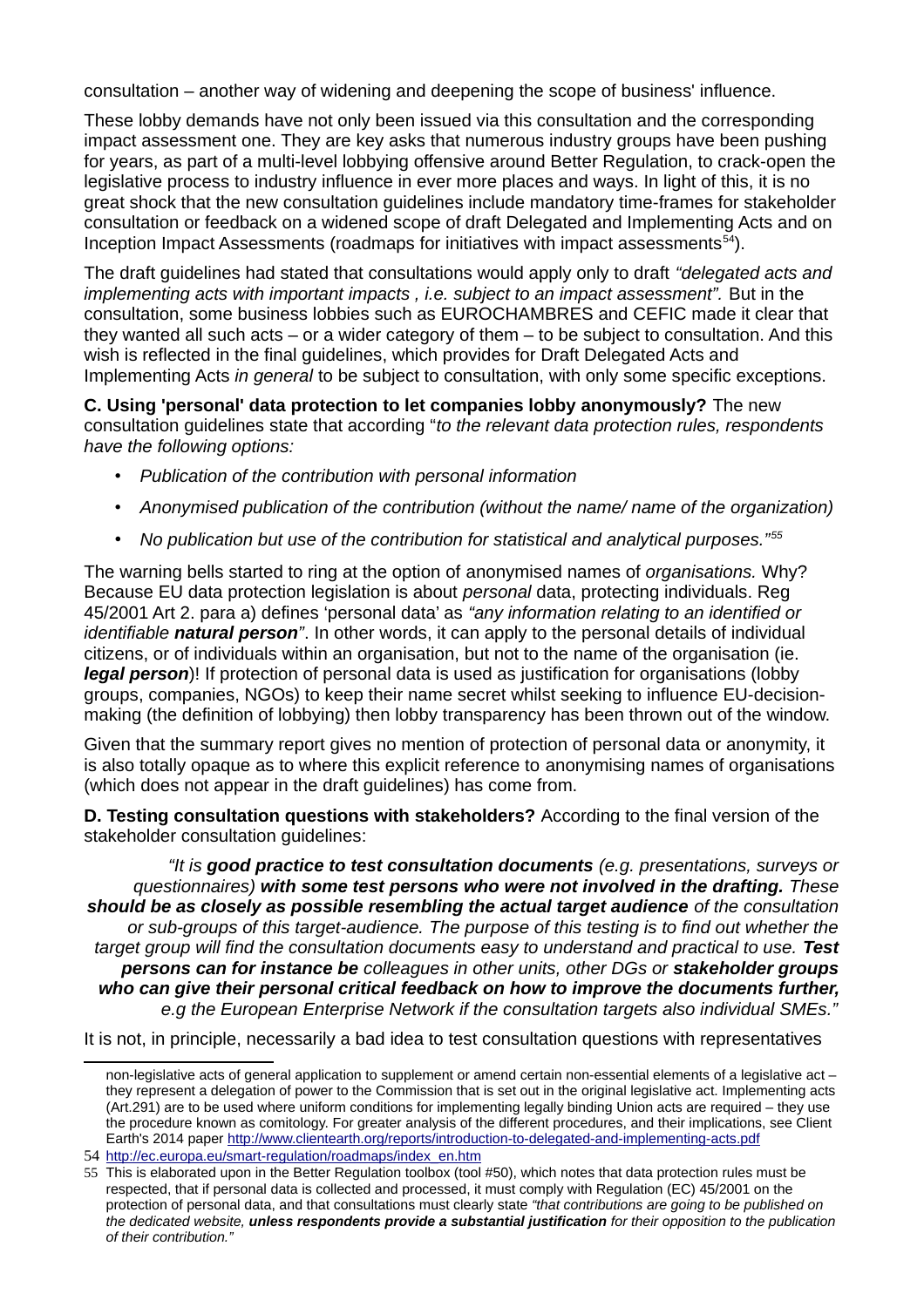consultation – another way of widening and deepening the scope of business' influence.

These lobby demands have not only been issued via this consultation and the corresponding impact assessment one. They are key asks that numerous industry groups have been pushing for years, as part of a multi-level lobbying offensive around Better Regulation, to crack-open the legislative process to industry influence in ever more places and ways. In light of this, it is no great shock that the new consultation guidelines include mandatory time-frames for stakeholder consultation or feedback on a widened scope of draft Delegated and Implementing Acts and on Inception Impact Assessments (roadmaps for initiatives with impact assessments[54]).

The draft guidelines had stated that consultations would apply only to draft *"delegated acts and implementing acts with important impacts , i.e. subject to an impact assessment".* But in the consultation, some business lobbies such as EUROCHAMBRES and CEFIC made it clear that they wanted all such acts – or a wider category of them – to be subject to consultation. And this wish is reflected in the final guidelines, which provides for Draft Delegated Acts and Implementing Acts *in general* to be subject to consultation, with only some specific exceptions.

**C. Using 'personal' data protection to let companies lobby anonymously?** The new consultation guidelines state that according "*to the relevant data protection rules, respondents have the following options:*

- *Publication of the contribution with personal information*
- *Anonymised publication of the contribution (without the name/ name of the organization)*
- *No publication but use of the contribution for statistical and analytical purposes."*[55]

The warning bells started to ring at the option of anonymised names of *organisations.* Why? Because EU data protection legislation is about *personal* data, protecting individuals. Reg 45/2001 Art 2. para a) defines 'personal data' as *"any information relating to an identified or identifiable **natural person**"*. In other words, it can apply to the personal details of individual citizens, or of individuals within an organisation, but not to the name of the organisation (ie. ***legal person***)! If protection of personal data is used as justification for organisations (lobby groups, companies, NGOs) to keep their name secret whilst seeking to influence EU-decision-making (the definition of lobbying) then lobby transparency has been thrown out of the window.

Given that the summary report gives no mention of protection of personal data or anonymity, it is also totally opaque as to where this explicit reference to anonymising names of organisations (which does not appear in the draft guidelines) has come from.

**D. Testing consultation questions with stakeholders?** According to the final version of the stakeholder consultation guidelines:

> *"It is **good practice to test consultation documents** (e.g. presentations, surveys or questionnaires) **with some test persons who were not involved in the drafting.** These **should be as closely as possible resembling the actual target audience** of the consultation or sub-groups of this target-audience. The purpose of this testing is to find out whether the target group will find the consultation documents easy to understand and practical to use. **Test persons can for instance be** colleagues in other units, other DGs or **stakeholder groups who can give their personal critical feedback on how to improve the documents further,** e.g the European Enterprise Network if the consultation targets also individual SMEs."*

It is not, in principle, necessarily a bad idea to test consultation questions with representatives

---

non-legislative acts of general application to supplement or amend certain non-essential elements of a legislative act – they represent a delegation of power to the Commission that is set out in the original legislative act. Implementing acts (Art.291) are to be used where uniform conditions for implementing legally binding Union acts are required – they use the procedure known as comitology. For greater analysis of the different procedures, and their implications, see Client Earth's 2014 paper http://www.clientearth.org/reports/introduction-to-delegated-and-implementing-acts.pdf

54 http://ec.europa.eu/smart-regulation/roadmaps/index_en.htm

55 This is elaborated upon in the Better Regulation toolbox (tool #50), which notes that data protection rules must be respected, that if personal data is collected and processed, it must comply with Regulation (EC) 45/2001 on the protection of personal data, and that consultations must clearly state *"that contributions are going to be published on the dedicated website, **unless respondents provide a substantial justification** for their opposition to the publication of their contribution."*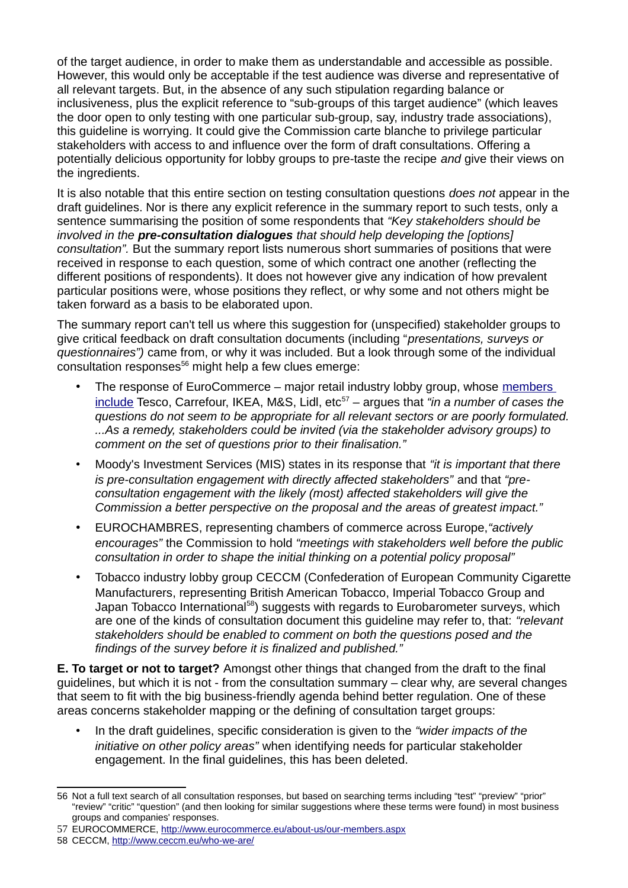of the target audience, in order to make them as understandable and accessible as possible. However, this would only be acceptable if the test audience was diverse and representative of all relevant targets. But, in the absence of any such stipulation regarding balance or inclusiveness, plus the explicit reference to "sub-groups of this target audience" (which leaves the door open to only testing with one particular sub-group, say, industry trade associations), this guideline is worrying. It could give the Commission carte blanche to privilege particular stakeholders with access to and influence over the form of draft consultations. Offering a potentially delicious opportunity for lobby groups to pre-taste the recipe *and* give their views on the ingredients.

It is also notable that this entire section on testing consultation questions *does not* appear in the draft guidelines. Nor is there any explicit reference in the summary report to such tests, only a sentence summarising the position of some respondents that *"Key stakeholders should be involved in the* ***pre-consultation dialogues*** *that should help developing the [options] consultation".* But the summary report lists numerous short summaries of positions that were received in response to each question, some of which contract one another (reflecting the different positions of respondents). It does not however give any indication of how prevalent particular positions were, whose positions they reflect, or why some and not others might be taken forward as a basis to be elaborated upon.

The summary report can't tell us where this suggestion for (unspecified) stakeholder groups to give critical feedback on draft consultation documents (including "*presentations, surveys or questionnaires")* came from, or why it was included. But a look through some of the individual consultation responses[56] might help a few clues emerge:

- The response of EuroCommerce – major retail industry lobby group, whose members include Tesco, Carrefour, IKEA, M&S, Lidl, etc[57] – argues that *"in a number of cases the questions do not seem to be appropriate for all relevant sectors or are poorly formulated. ...As a remedy, stakeholders could be invited (via the stakeholder advisory groups) to comment on the set of questions prior to their finalisation."*
- Moody's Investment Services (MIS) states in its response that *"it is important that there is pre-consultation engagement with directly affected stakeholders"* and that *"pre-consultation engagement with the likely (most) affected stakeholders will give the Commission a better perspective on the proposal and the areas of greatest impact."*
- EUROCHAMBRES, representing chambers of commerce across Europe,*"actively encourages"* the Commission to hold *"meetings with stakeholders well before the public consultation in order to shape the initial thinking on a potential policy proposal"*
- Tobacco industry lobby group CECCM (Confederation of European Community Cigarette Manufacturers, representing British American Tobacco, Imperial Tobacco Group and Japan Tobacco International[58]) suggests with regards to Eurobarometer surveys, which are one of the kinds of consultation document this guideline may refer to, that: *"relevant stakeholders should be enabled to comment on both the questions posed and the findings of the survey before it is finalized and published."*

**E. To target or not to target?** Amongst other things that changed from the draft to the final guidelines, but which it is not - from the consultation summary – clear why, are several changes that seem to fit with the big business-friendly agenda behind better regulation. One of these areas concerns stakeholder mapping or the defining of consultation target groups:

- In the draft guidelines, specific consideration is given to the *"wider impacts of the initiative on other policy areas"* when identifying needs for particular stakeholder engagement. In the final guidelines, this has been deleted.

---

56 Not a full text search of all consultation responses, but based on searching terms including "test" "preview" "prior" "review" "critic" "question" (and then looking for similar suggestions where these terms were found) in most business groups and companies' responses.

57 EUROCOMMERCE, http://www.eurocommerce.eu/about-us/our-members.aspx

58 CECCM, http://www.ceccm.eu/who-we-are/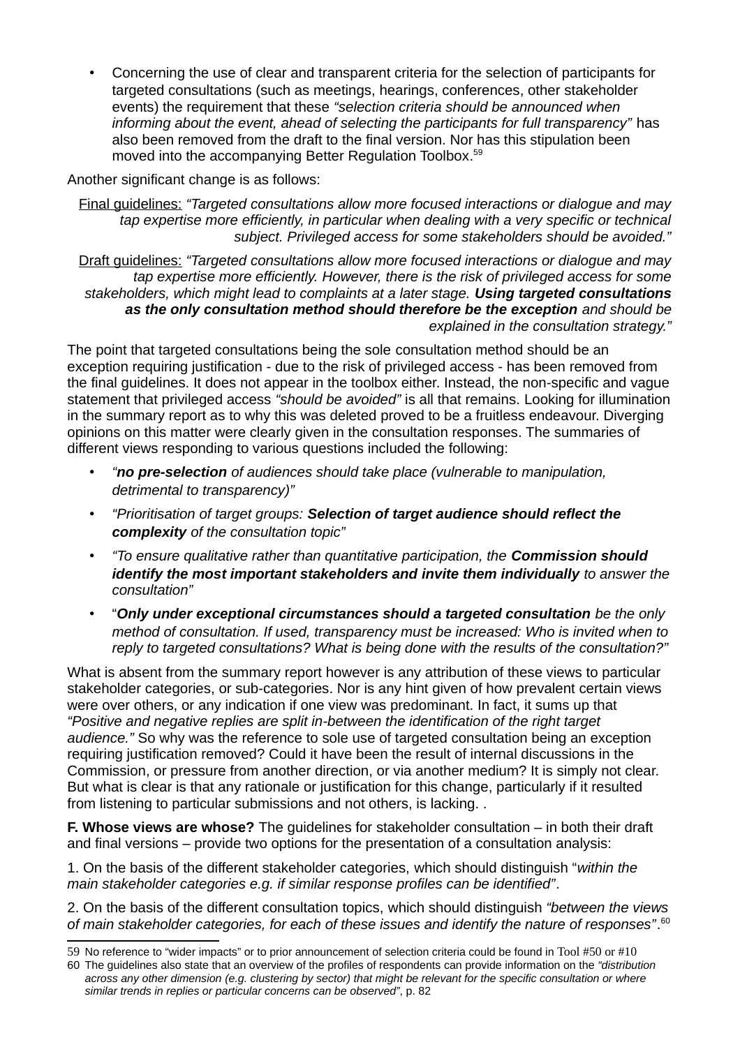- Concerning the use of clear and transparent criteria for the selection of participants for targeted consultations (such as meetings, hearings, conferences, other stakeholder events) the requirement that these *"selection criteria should be announced when informing about the event, ahead of selecting the participants for full transparency"* has also been removed from the draft to the final version. Nor has this stipulation been moved into the accompanying Better Regulation Toolbox.[59]

Another significant change is as follows:

<u>Final guidelines:</u> *"Targeted consultations allow more focused interactions or dialogue and may tap expertise more efficiently, in particular when dealing with a very specific or technical subject. Privileged access for some stakeholders should be avoided."*

<u>Draft guidelines:</u> *"Targeted consultations allow more focused interactions or dialogue and may tap expertise more efficiently. However, there is the risk of privileged access for some stakeholders, which might lead to complaints at a later stage.* ***Using targeted consultations as the only consultation method should therefore be the exception*** *and should be explained in the consultation strategy."*

The point that targeted consultations being the sole consultation method should be an exception requiring justification - due to the risk of privileged access - has been removed from the final guidelines. It does not appear in the toolbox either. Instead, the non-specific and vague statement that privileged access *"should be avoided"* is all that remains. Looking for illumination in the summary report as to why this was deleted proved to be a fruitless endeavour. Diverging opinions on this matter were clearly given in the consultation responses. The summaries of different views responding to various questions included the following:

- *"**no pre-selection** of audiences should take place (vulnerable to manipulation, detrimental to transparency)"*
- *"Prioritisation of target groups:* ***Selection of target audience should reflect the complexity*** *of the consultation topic"*
- *"To ensure qualitative rather than quantitative participation, the* ***Commission should identify the most important stakeholders and invite them individually*** *to answer the consultation"*
- "***Only under exceptional circumstances should a targeted consultation*** *be the only method of consultation. If used, transparency must be increased: Who is invited when to reply to targeted consultations? What is being done with the results of the consultation?"*

What is absent from the summary report however is any attribution of these views to particular stakeholder categories, or sub-categories. Nor is any hint given of how prevalent certain views were over others, or any indication if one view was predominant. In fact, it sums up that *"Positive and negative replies are split in-between the identification of the right target audience."* So why was the reference to sole use of targeted consultation being an exception requiring justification removed? Could it have been the result of internal discussions in the Commission, or pressure from another direction, or via another medium? It is simply not clear. But what is clear is that any rationale or justification for this change, particularly if it resulted from listening to particular submissions and not others, is lacking. .

**F. Whose views are whose?** The guidelines for stakeholder consultation – in both their draft and final versions – provide two options for the presentation of a consultation analysis:

1. On the basis of the different stakeholder categories, which should distinguish "*within the main stakeholder categories e.g. if similar response profiles can be identified"*.

2. On the basis of the different consultation topics, which should distinguish *"between the views of main stakeholder categories, for each of these issues and identify the nature of responses"*.[60]

---

59 No reference to "wider impacts" or to prior announcement of selection criteria could be found in Tool #50 or #10

60 The guidelines also state that an overview of the profiles of respondents can provide information on the *"distribution across any other dimension (e.g. clustering by sector) that might be relevant for the specific consultation or where similar trends in replies or particular concerns can be observed"*, p. 82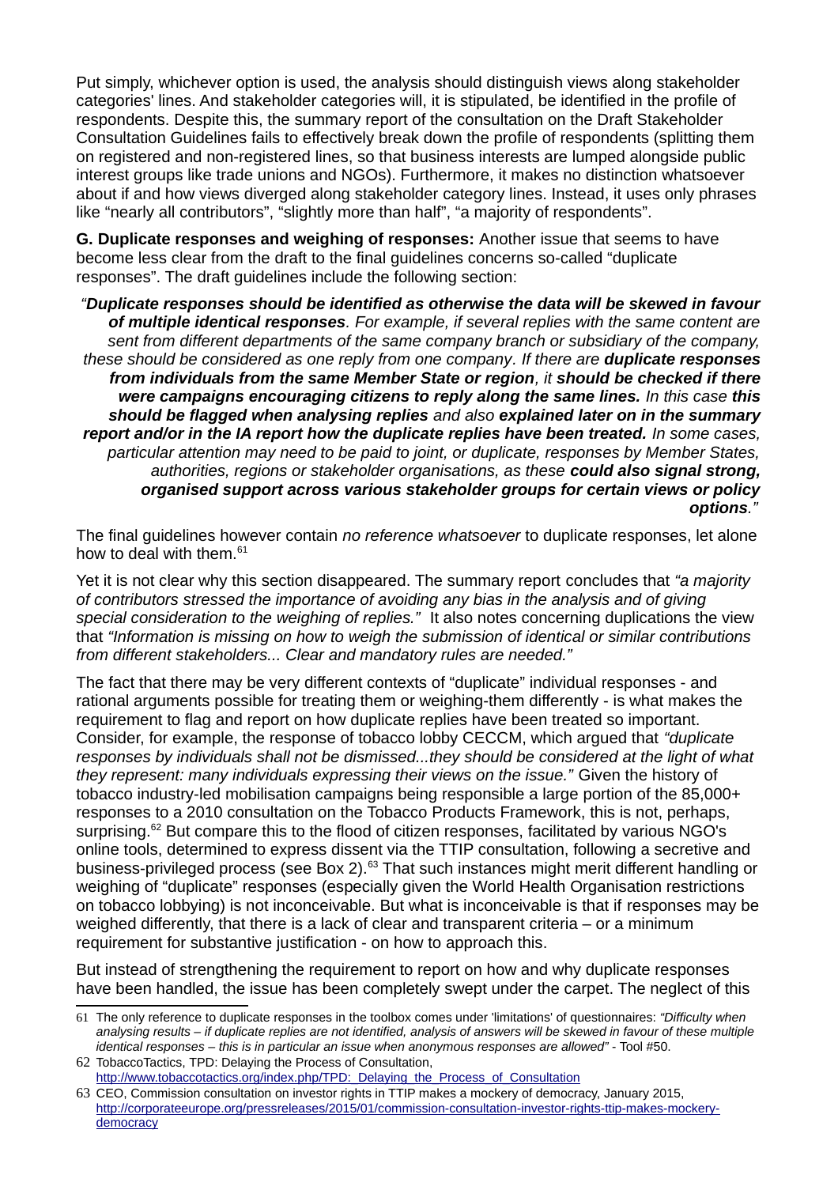Put simply, whichever option is used, the analysis should distinguish views along stakeholder categories' lines. And stakeholder categories will, it is stipulated, be identified in the profile of respondents. Despite this, the summary report of the consultation on the Draft Stakeholder Consultation Guidelines fails to effectively break down the profile of respondents (splitting them on registered and non-registered lines, so that business interests are lumped alongside public interest groups like trade unions and NGOs). Furthermore, it makes no distinction whatsoever about if and how views diverged along stakeholder category lines. Instead, it uses only phrases like "nearly all contributors", "slightly more than half", "a majority of respondents".

**G. Duplicate responses and weighing of responses:** Another issue that seems to have become less clear from the draft to the final guidelines concerns so-called "duplicate responses". The draft guidelines include the following section:

> *"**Duplicate responses should be identified as otherwise the data will be skewed in favour of multiple identical responses**. For example, if several replies with the same content are sent from different departments of the same company branch or subsidiary of the company, these should be considered as one reply from one company. If there are **duplicate responses from individuals from the same Member State or region**, it **should be checked if there were campaigns encouraging citizens to reply along the same lines.** In this case **this should be flagged when analysing replies** and also **explained later on in the summary report and/or in the IA report how the duplicate replies have been treated.** In some cases, particular attention may need to be paid to joint, or duplicate, responses by Member States, authorities, regions or stakeholder organisations, as these **could also signal strong, organised support across various stakeholder groups for certain views or policy options**."*

The final guidelines however contain *no reference whatsoever* to duplicate responses, let alone how to deal with them.[61]

Yet it is not clear why this section disappeared. The summary report concludes that *"a majority of contributors stressed the importance of avoiding any bias in the analysis and of giving special consideration to the weighing of replies."* It also notes concerning duplications the view that *"Information is missing on how to weigh the submission of identical or similar contributions from different stakeholders... Clear and mandatory rules are needed."*

The fact that there may be very different contexts of "duplicate" individual responses - and rational arguments possible for treating them or weighing-them differently - is what makes the requirement to flag and report on how duplicate replies have been treated so important. Consider, for example, the response of tobacco lobby CECCM, which argued that *"duplicate responses by individuals shall not be dismissed...they should be considered at the light of what they represent: many individuals expressing their views on the issue."* Given the history of tobacco industry-led mobilisation campaigns being responsible a large portion of the 85,000+ responses to a 2010 consultation on the Tobacco Products Framework, this is not, perhaps, surprising.[62] But compare this to the flood of citizen responses, facilitated by various NGO's online tools, determined to express dissent via the TTIP consultation, following a secretive and business-privileged process (see Box 2).[63] That such instances might merit different handling or weighing of "duplicate" responses (especially given the World Health Organisation restrictions on tobacco lobbying) is not inconceivable. But what is inconceivable is that if responses may be weighed differently, that there is a lack of clear and transparent criteria – or a minimum requirement for substantive justification - on how to approach this.

But instead of strengthening the requirement to report on how and why duplicate responses have been handled, the issue has been completely swept under the carpet. The neglect of this

---

61 The only reference to duplicate responses in the toolbox comes under 'limitations' of questionnaires: *"Difficulty when analysing results – if duplicate replies are not identified, analysis of answers will be skewed in favour of these multiple identical responses – this is in particular an issue when anonymous responses are allowed"* - Tool #50.

62 TobaccoTactics, TPD: Delaying the Process of Consultation, http://www.tobaccotactics.org/index.php/TPD:_Delaying_the_Process_of_Consultation

63 CEO, Commission consultation on investor rights in TTIP makes a mockery of democracy, January 2015, http://corporateeurope.org/pressreleases/2015/01/commission-consultation-investor-rights-ttip-makes-mockery-democracy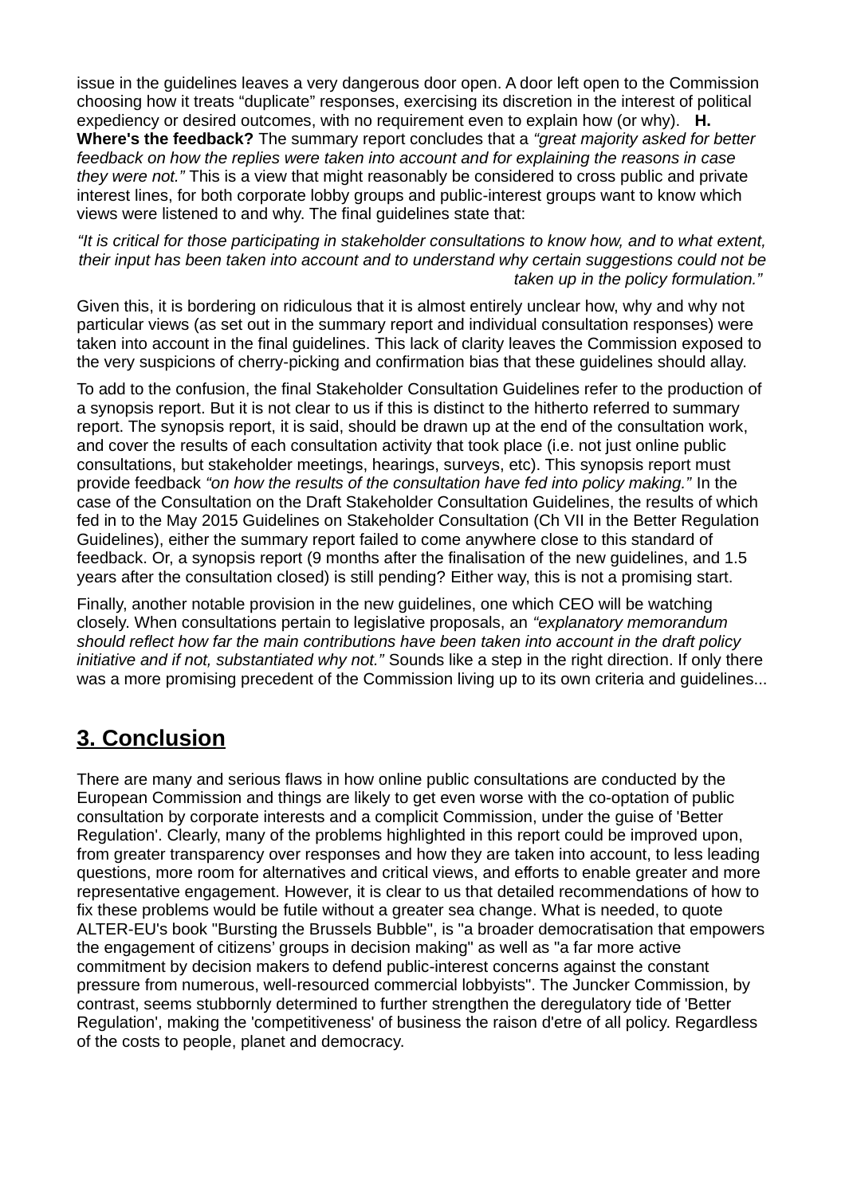issue in the guidelines leaves a very dangerous door open. A door left open to the Commission choosing how it treats "duplicate" responses, exercising its discretion in the interest of political expediency or desired outcomes, with no requirement even to explain how (or why). **H. Where's the feedback?** The summary report concludes that a *"great majority asked for better feedback on how the replies were taken into account and for explaining the reasons in case they were not."* This is a view that might reasonably be considered to cross public and private interest lines, for both corporate lobby groups and public-interest groups want to know which views were listened to and why. The final guidelines state that:

> *"It is critical for those participating in stakeholder consultations to know how, and to what extent, their input has been taken into account and to understand why certain suggestions could not be taken up in the policy formulation."*

Given this, it is bordering on ridiculous that it is almost entirely unclear how, why and why not particular views (as set out in the summary report and individual consultation responses) were taken into account in the final guidelines. This lack of clarity leaves the Commission exposed to the very suspicions of cherry-picking and confirmation bias that these guidelines should allay.

To add to the confusion, the final Stakeholder Consultation Guidelines refer to the production of a synopsis report. But it is not clear to us if this is distinct to the hitherto referred to summary report. The synopsis report, it is said, should be drawn up at the end of the consultation work, and cover the results of each consultation activity that took place (i.e. not just online public consultations, but stakeholder meetings, hearings, surveys, etc). This synopsis report must provide feedback *"on how the results of the consultation have fed into policy making."* In the case of the Consultation on the Draft Stakeholder Consultation Guidelines, the results of which fed in to the May 2015 Guidelines on Stakeholder Consultation (Ch VII in the Better Regulation Guidelines), either the summary report failed to come anywhere close to this standard of feedback. Or, a synopsis report (9 months after the finalisation of the new guidelines, and 1.5 years after the consultation closed) is still pending? Either way, this is not a promising start.

Finally, another notable provision in the new guidelines, one which CEO will be watching closely. When consultations pertain to legislative proposals, an *"explanatory memorandum should reflect how far the main contributions have been taken into account in the draft policy initiative and if not, substantiated why not."* Sounds like a step in the right direction. If only there was a more promising precedent of the Commission living up to its own criteria and guidelines...

## 3. Conclusion

There are many and serious flaws in how online public consultations are conducted by the European Commission and things are likely to get even worse with the co-optation of public consultation by corporate interests and a complicit Commission, under the guise of 'Better Regulation'. Clearly, many of the problems highlighted in this report could be improved upon, from greater transparency over responses and how they are taken into account, to less leading questions, more room for alternatives and critical views, and efforts to enable greater and more representative engagement. However, it is clear to us that detailed recommendations of how to fix these problems would be futile without a greater sea change. What is needed, to quote ALTER-EU's book "Bursting the Brussels Bubble", is "a broader democratisation that empowers the engagement of citizens' groups in decision making" as well as "a far more active commitment by decision makers to defend public-interest concerns against the constant pressure from numerous, well-resourced commercial lobbyists". The Juncker Commission, by contrast, seems stubbornly determined to further strengthen the deregulatory tide of 'Better Regulation', making the 'competitiveness' of business the raison d'etre of all policy. Regardless of the costs to people, planet and democracy.